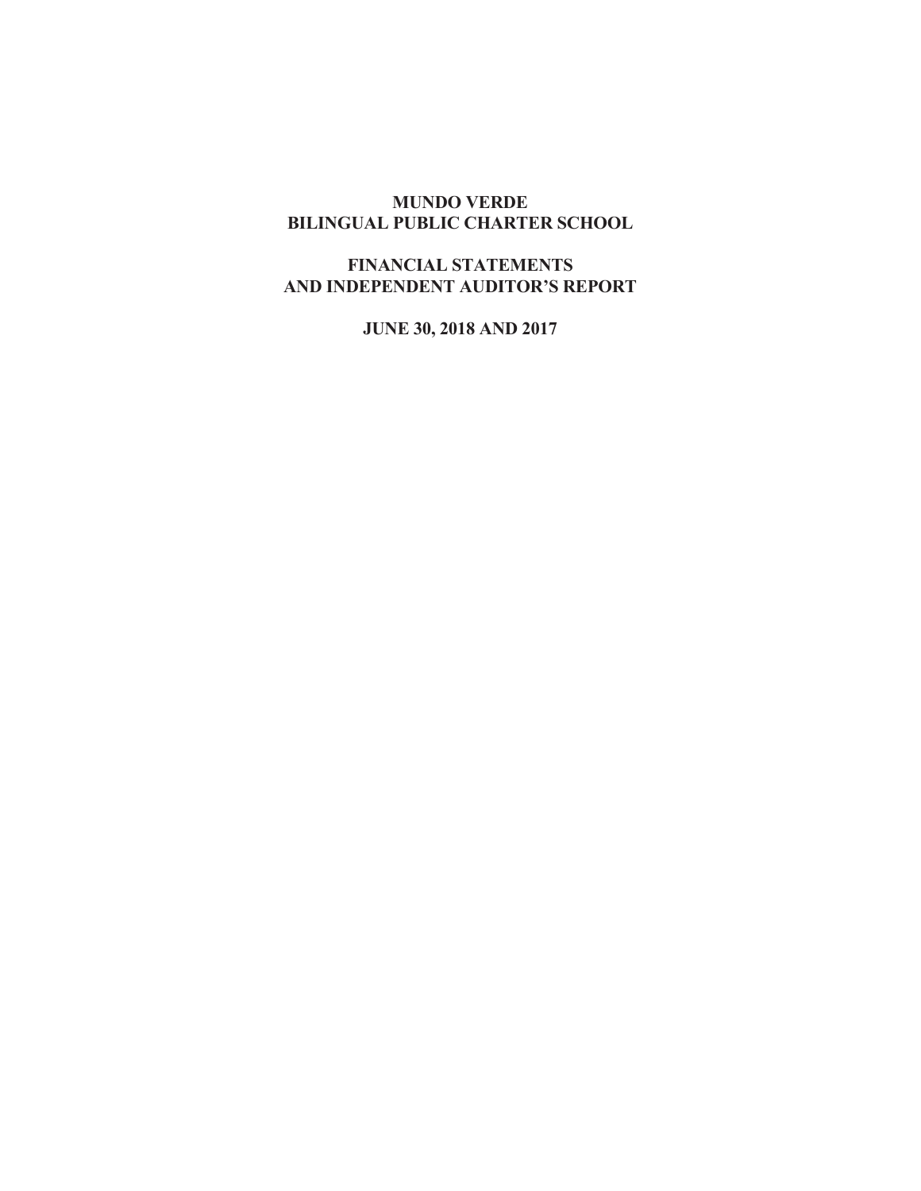# MUNDO VERDE
# BILINGUAL PUBLIC CHARTER SCHOOL

## FINANCIAL STATEMENTS
## AND INDEPENDENT AUDITOR'S REPORT

### JUNE 30, 2018 AND 2017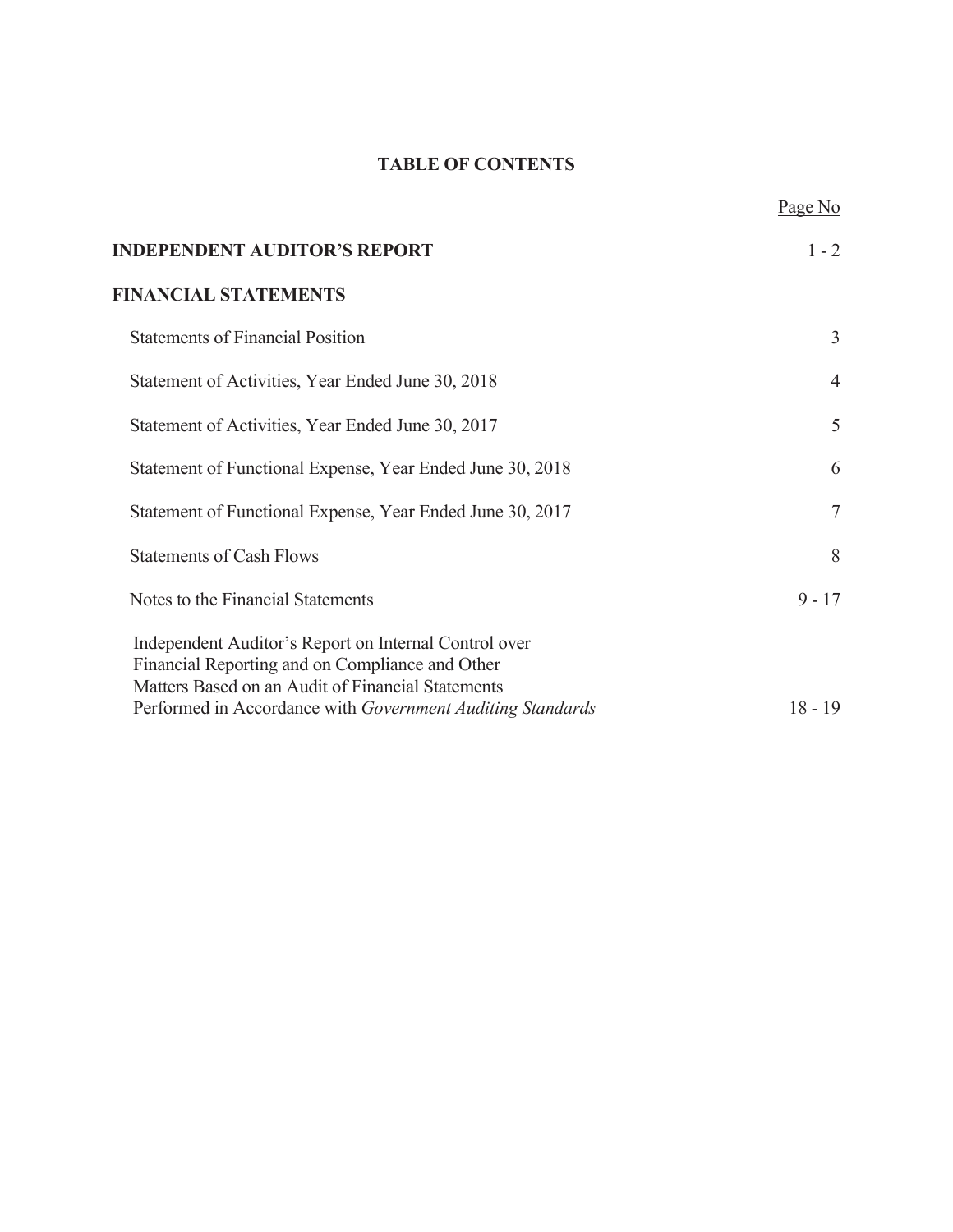# TABLE OF CONTENTS

| | Page No |
|---|---|
| **INDEPENDENT AUDITOR'S REPORT** | 1 - 2 |
| **FINANCIAL STATEMENTS** | |
| Statements of Financial Position | 3 |
| Statement of Activities, Year Ended June 30, 2018 | 4 |
| Statement of Activities, Year Ended June 30, 2017 | 5 |
| Statement of Functional Expense, Year Ended June 30, 2018 | 6 |
| Statement of Functional Expense, Year Ended June 30, 2017 | 7 |
| Statements of Cash Flows | 8 |
| Notes to the Financial Statements | 9 - 17 |
| Independent Auditor's Report on Internal Control over Financial Reporting and on Compliance and Other Matters Based on an Audit of Financial Statements Performed in Accordance with *Government Auditing Standards* | 18 - 19 |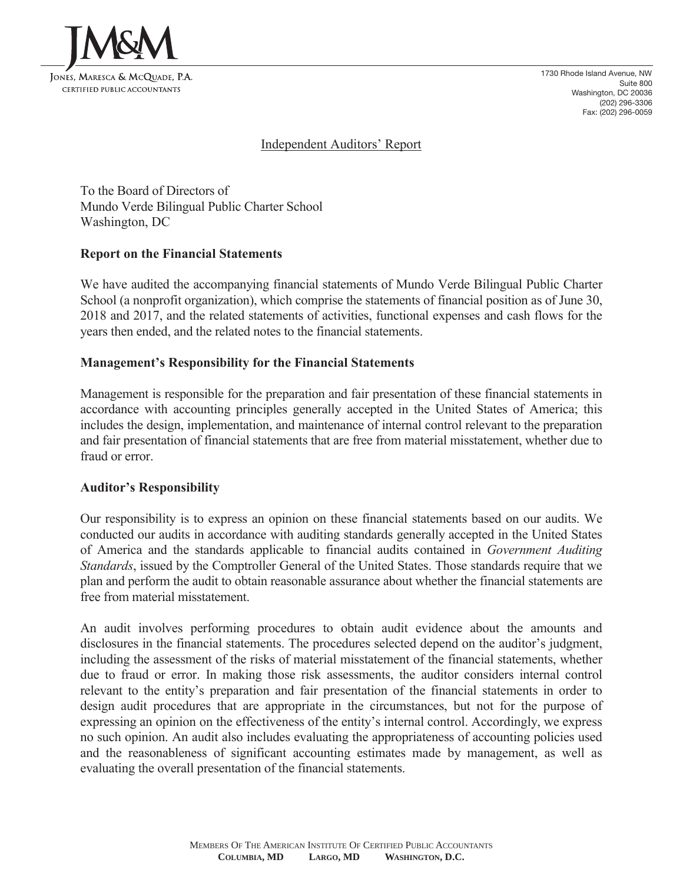JM&M

Jones, Maresca & McQuade, P.A.
Certified Public Accountants

1730 Rhode Island Avenue, NW
Suite 800
Washington, DC 20036
(202) 296-3306
Fax: (202) 296-0059

# Independent Auditors' Report

To the Board of Directors of
Mundo Verde Bilingual Public Charter School
Washington, DC

## Report on the Financial Statements

We have audited the accompanying financial statements of Mundo Verde Bilingual Public Charter School (a nonprofit organization), which comprise the statements of financial position as of June 30, 2018 and 2017, and the related statements of activities, functional expenses and cash flows for the years then ended, and the related notes to the financial statements.

## Management's Responsibility for the Financial Statements

Management is responsible for the preparation and fair presentation of these financial statements in accordance with accounting principles generally accepted in the United States of America; this includes the design, implementation, and maintenance of internal control relevant to the preparation and fair presentation of financial statements that are free from material misstatement, whether due to fraud or error.

## Auditor's Responsibility

Our responsibility is to express an opinion on these financial statements based on our audits. We conducted our audits in accordance with auditing standards generally accepted in the United States of America and the standards applicable to financial audits contained in *Government Auditing Standards*, issued by the Comptroller General of the United States. Those standards require that we plan and perform the audit to obtain reasonable assurance about whether the financial statements are free from material misstatement.

An audit involves performing procedures to obtain audit evidence about the amounts and disclosures in the financial statements. The procedures selected depend on the auditor's judgment, including the assessment of the risks of material misstatement of the financial statements, whether due to fraud or error. In making those risk assessments, the auditor considers internal control relevant to the entity's preparation and fair presentation of the financial statements in order to design audit procedures that are appropriate in the circumstances, but not for the purpose of expressing an opinion on the effectiveness of the entity's internal control. Accordingly, we express no such opinion. An audit also includes evaluating the appropriateness of accounting policies used and the reasonableness of significant accounting estimates made by management, as well as evaluating the overall presentation of the financial statements.

Members Of The American Institute Of Certified Public Accountants
**Columbia, MD  Largo, MD  Washington, D.C.**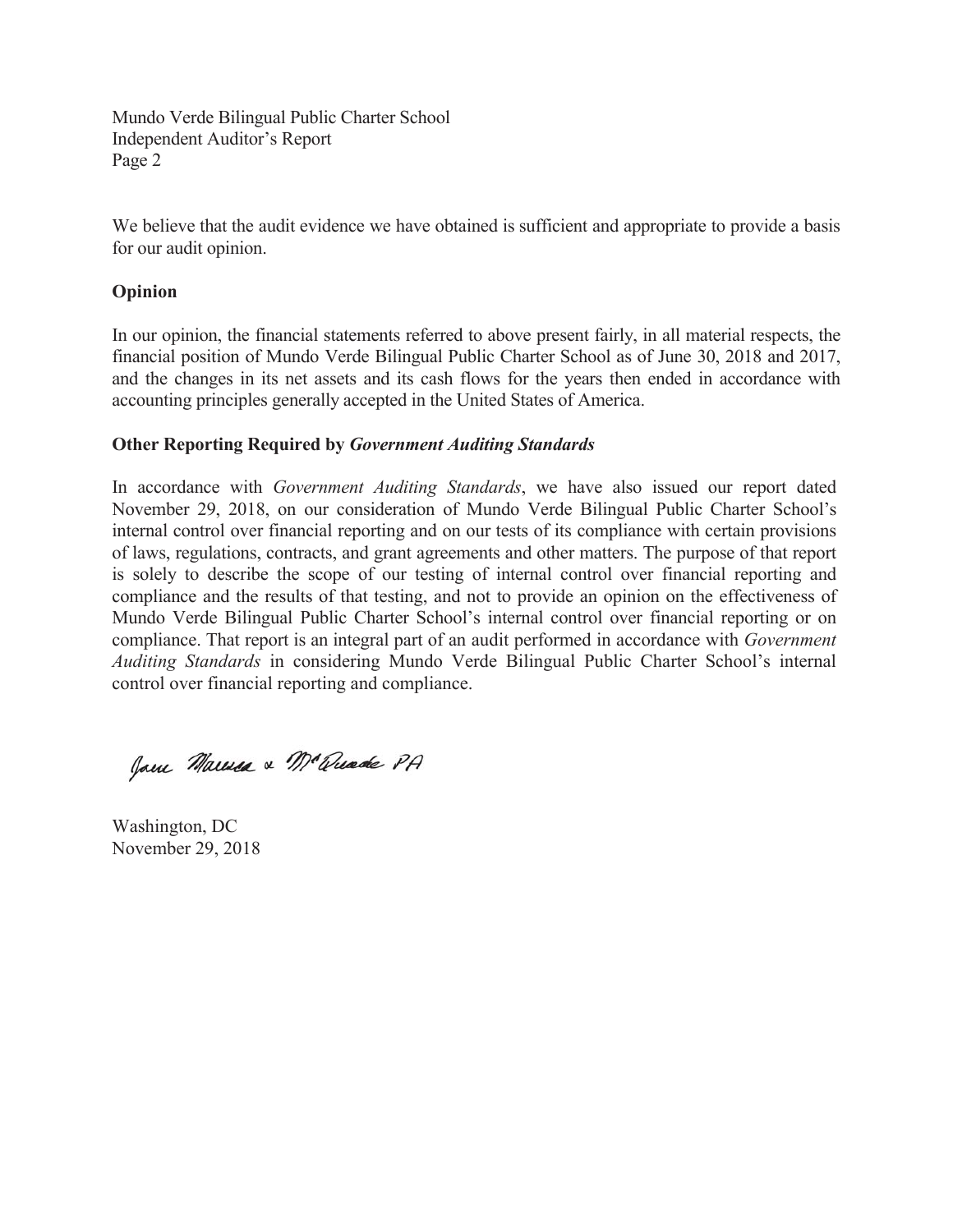We believe that the audit evidence we have obtained is sufficient and appropriate to provide a basis for our audit opinion.

**Opinion**

In our opinion, the financial statements referred to above present fairly, in all material respects, the financial position of Mundo Verde Bilingual Public Charter School as of June 30, 2018 and 2017, and the changes in its net assets and its cash flows for the years then ended in accordance with accounting principles generally accepted in the United States of America.

**Other Reporting Required by *Government Auditing Standards***

In accordance with *Government Auditing Standards*, we have also issued our report dated November 29, 2018, on our consideration of Mundo Verde Bilingual Public Charter School's internal control over financial reporting and on our tests of its compliance with certain provisions of laws, regulations, contracts, and grant agreements and other matters. The purpose of that report is solely to describe the scope of our testing of internal control over financial reporting and compliance and the results of that testing, and not to provide an opinion on the effectiveness of Mundo Verde Bilingual Public Charter School's internal control over financial reporting or on compliance. That report is an integral part of an audit performed in accordance with *Government Auditing Standards* in considering Mundo Verde Bilingual Public Charter School's internal control over financial reporting and compliance.

Jones Marcus & McQuade PA

Washington, DC
November 29, 2018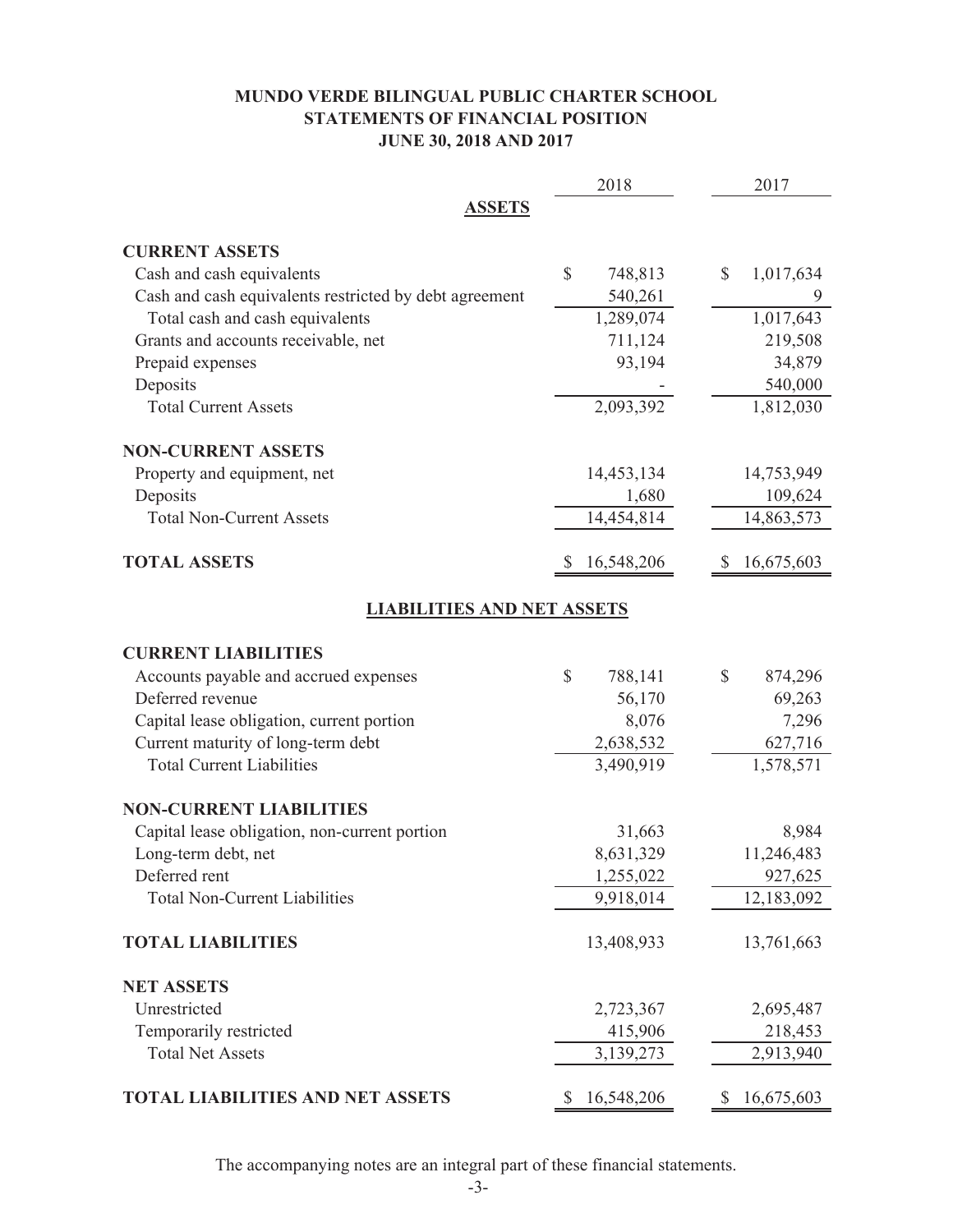# MUNDO VERDE BILINGUAL PUBLIC CHARTER SCHOOL
## STATEMENTS OF FINANCIAL POSITION
### JUNE 30, 2018 AND 2017

| | 2018 | 2017 |
|---|---|---|
| **ASSETS** | | |
| **CURRENT ASSETS** | | |
| Cash and cash equivalents | $ 748,813 | $ 1,017,634 |
| Cash and cash equivalents restricted by debt agreement | 540,261 | 9 |
| Total cash and cash equivalents | 1,289,074 | 1,017,643 |
| Grants and accounts receivable, net | 711,124 | 219,508 |
| Prepaid expenses | 93,194 | 34,879 |
| Deposits | - | 540,000 |
| Total Current Assets | 2,093,392 | 1,812,030 |
| **NON-CURRENT ASSETS** | | |
| Property and equipment, net | 14,453,134 | 14,753,949 |
| Deposits | 1,680 | 109,624 |
| Total Non-Current Assets | 14,454,814 | 14,863,573 |
| **TOTAL ASSETS** | $ 16,548,206 | $ 16,675,603 |
| **LIABILITIES AND NET ASSETS** | | |
| **CURRENT LIABILITIES** | | |
| Accounts payable and accrued expenses | $ 788,141 | $ 874,296 |
| Deferred revenue | 56,170 | 69,263 |
| Capital lease obligation, current portion | 8,076 | 7,296 |
| Current maturity of long-term debt | 2,638,532 | 627,716 |
| Total Current Liabilities | 3,490,919 | 1,578,571 |
| **NON-CURRENT LIABILITIES** | | |
| Capital lease obligation, non-current portion | 31,663 | 8,984 |
| Long-term debt, net | 8,631,329 | 11,246,483 |
| Deferred rent | 1,255,022 | 927,625 |
| Total Non-Current Liabilities | 9,918,014 | 12,183,092 |
| **TOTAL LIABILITIES** | 13,408,933 | 13,761,663 |
| **NET ASSETS** | | |
| Unrestricted | 2,723,367 | 2,695,487 |
| Temporarily restricted | 415,906 | 218,453 |
| Total Net Assets | 3,139,273 | 2,913,940 |
| **TOTAL LIABILITIES AND NET ASSETS** | $ 16,548,206 | $ 16,675,603 |

The accompanying notes are an integral part of these financial statements.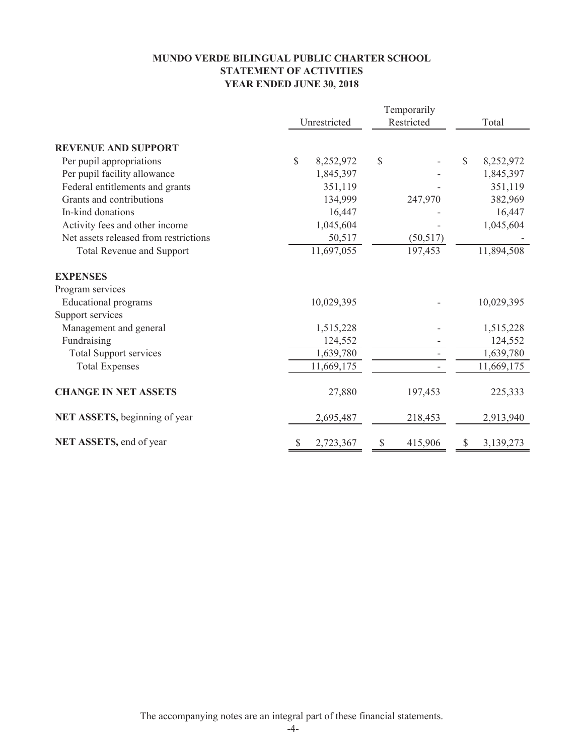# MUNDO VERDE BILINGUAL PUBLIC CHARTER SCHOOL
## STATEMENT OF ACTIVITIES
### YEAR ENDED JUNE 30, 2018

| | Unrestricted | Temporarily Restricted | Total |
|---|---|---|---|
| **REVENUE AND SUPPORT** | | | |
| Per pupil appropriations | $ 8,252,972 | $ - | $ 8,252,972 |
| Per pupil facility allowance | 1,845,397 | - | 1,845,397 |
| Federal entitlements and grants | 351,119 | - | 351,119 |
| Grants and contributions | 134,999 | 247,970 | 382,969 |
| In-kind donations | 16,447 | - | 16,447 |
| Activity fees and other income | 1,045,604 | - | 1,045,604 |
| Net assets released from restrictions | 50,517 | (50,517) | - |
| Total Revenue and Support | 11,697,055 | 197,453 | 11,894,508 |
| **EXPENSES** | | | |
| Program services | | | |
| Educational programs | 10,029,395 | - | 10,029,395 |
| Support services | | | |
| Management and general | 1,515,228 | - | 1,515,228 |
| Fundraising | 124,552 | - | 124,552 |
| Total Support services | 1,639,780 | - | 1,639,780 |
| Total Expenses | 11,669,175 | - | 11,669,175 |
| **CHANGE IN NET ASSETS** | 27,880 | 197,453 | 225,333 |
| **NET ASSETS,** beginning of year | 2,695,487 | 218,453 | 2,913,940 |
| **NET ASSETS,** end of year | $ 2,723,367 | $ 415,906 | $ 3,139,273 |

The accompanying notes are an integral part of these financial statements.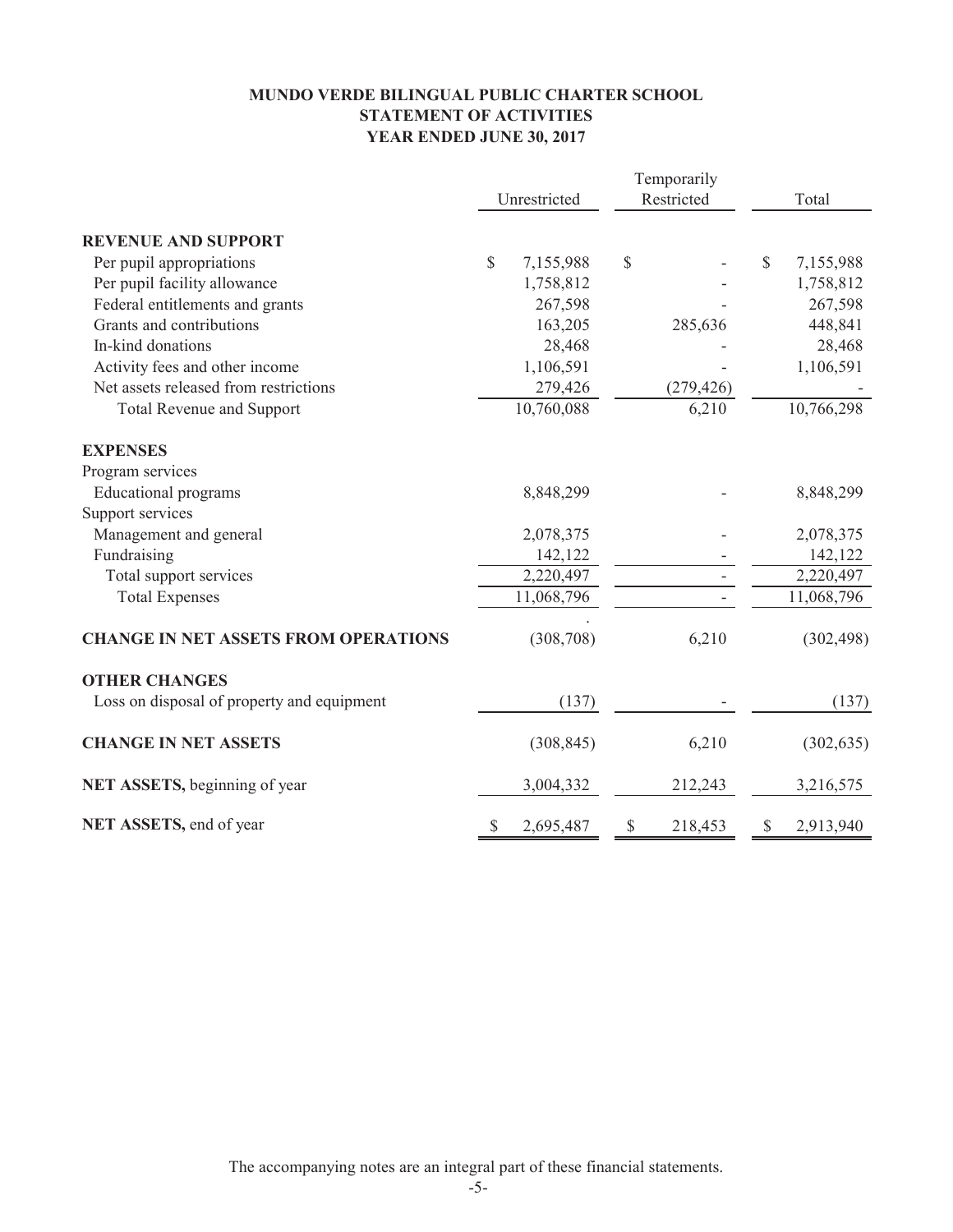# MUNDO VERDE BILINGUAL PUBLIC CHARTER SCHOOL
## STATEMENT OF ACTIVITIES
### YEAR ENDED JUNE 30, 2017

| | Unrestricted | Temporarily Restricted | Total |
|---|---|---|---|
| **REVENUE AND SUPPORT** | | | |
| Per pupil appropriations | $ 7,155,988 | $ - | $ 7,155,988 |
| Per pupil facility allowance | 1,758,812 | - | 1,758,812 |
| Federal entitlements and grants | 267,598 | - | 267,598 |
| Grants and contributions | 163,205 | 285,636 | 448,841 |
| In-kind donations | 28,468 | - | 28,468 |
| Activity fees and other income | 1,106,591 | - | 1,106,591 |
| Net assets released from restrictions | 279,426 | (279,426) | - |
| Total Revenue and Support | 10,760,088 | 6,210 | 10,766,298 |
| **EXPENSES** | | | |
| Program services | | | |
| Educational programs | 8,848,299 | - | 8,848,299 |
| Support services | | | |
| Management and general | 2,078,375 | - | 2,078,375 |
| Fundraising | 142,122 | - | 142,122 |
| Total support services | 2,220,497 | - | 2,220,497 |
| Total Expenses | 11,068,796 | - | 11,068,796 |
| **CHANGE IN NET ASSETS FROM OPERATIONS** | (308,708) | 6,210 | (302,498) |
| **OTHER CHANGES** | | | |
| Loss on disposal of property and equipment | (137) | - | (137) |
| **CHANGE IN NET ASSETS** | (308,845) | 6,210 | (302,635) |
| **NET ASSETS,** beginning of year | 3,004,332 | 212,243 | 3,216,575 |
| **NET ASSETS,** end of year | $ 2,695,487 | $ 218,453 | $ 2,913,940 |

The accompanying notes are an integral part of these financial statements.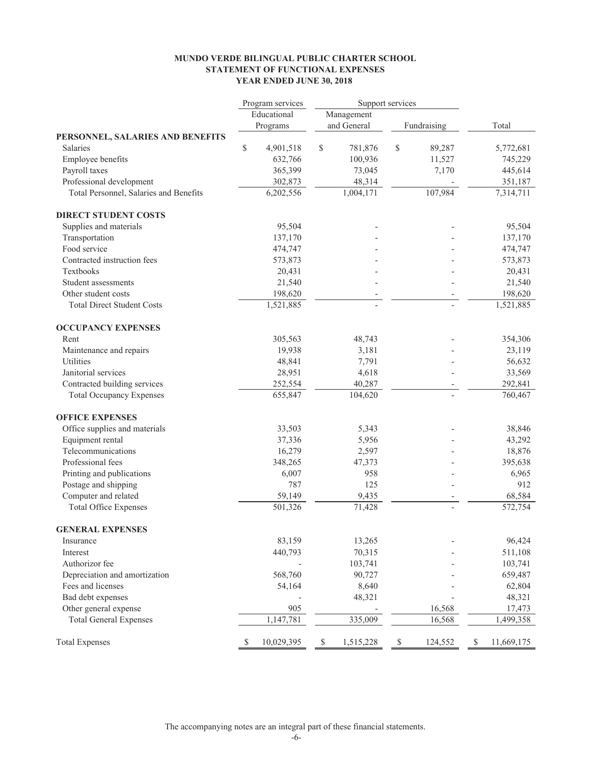# MUNDO VERDE BILINGUAL PUBLIC CHARTER SCHOOL
## STATEMENT OF FUNCTIONAL EXPENSES
### YEAR ENDED JUNE 30, 2018

| | Program services | Support services | | |
|---|---|---|---|---|
| | Educational Programs | Management and General | Fundraising | Total |
| **PERSONNEL, SALARIES AND BENEFITS** | | | | |
| Salaries | $ 4,901,518 | $ 781,876 | $ 89,287 | 5,772,681 |
| Employee benefits | 632,766 | 100,936 | 11,527 | 745,229 |
| Payroll taxes | 365,399 | 73,045 | 7,170 | 445,614 |
| Professional development | 302,873 | 48,314 | - | 351,187 |
| Total Personnel, Salaries and Benefits | 6,202,556 | 1,004,171 | 107,984 | 7,314,711 |
| **DIRECT STUDENT COSTS** | | | | |
| Supplies and materials | 95,504 | - | - | 95,504 |
| Transportation | 137,170 | - | - | 137,170 |
| Food service | 474,747 | - | - | 474,747 |
| Contracted instruction fees | 573,873 | - | - | 573,873 |
| Textbooks | 20,431 | - | - | 20,431 |
| Student assessments | 21,540 | - | - | 21,540 |
| Other student costs | 198,620 | - | - | 198,620 |
| Total Direct Student Costs | 1,521,885 | - | - | 1,521,885 |
| **OCCUPANCY EXPENSES** | | | | |
| Rent | 305,563 | 48,743 | - | 354,306 |
| Maintenance and repairs | 19,938 | 3,181 | - | 23,119 |
| Utilities | 48,841 | 7,791 | - | 56,632 |
| Janitorial services | 28,951 | 4,618 | - | 33,569 |
| Contracted building services | 252,554 | 40,287 | - | 292,841 |
| Total Occupancy Expenses | 655,847 | 104,620 | - | 760,467 |
| **OFFICE EXPENSES** | | | | |
| Office supplies and materials | 33,503 | 5,343 | - | 38,846 |
| Equipment rental | 37,336 | 5,956 | - | 43,292 |
| Telecommunications | 16,279 | 2,597 | - | 18,876 |
| Professional fees | 348,265 | 47,373 | - | 395,638 |
| Printing and publications | 6,007 | 958 | - | 6,965 |
| Postage and shipping | 787 | 125 | - | 912 |
| Computer and related | 59,149 | 9,435 | - | 68,584 |
| Total Office Expenses | 501,326 | 71,428 | - | 572,754 |
| **GENERAL EXPENSES** | | | | |
| Insurance | 83,159 | 13,265 | - | 96,424 |
| Interest | 440,793 | 70,315 | - | 511,108 |
| Authorizor fee | - | 103,741 | - | 103,741 |
| Depreciation and amortization | 568,760 | 90,727 | - | 659,487 |
| Fees and licenses | 54,164 | 8,640 | - | 62,804 |
| Bad debt expenses | - | 48,321 | - | 48,321 |
| Other general expense | 905 | - | 16,568 | 17,473 |
| Total General Expenses | 1,147,781 | 335,009 | 16,568 | 1,499,358 |
| Total Expenses | $ 10,029,395 | $ 1,515,228 | $ 124,552 | $ 11,669,175 |

The accompanying notes are an integral part of these financial statements.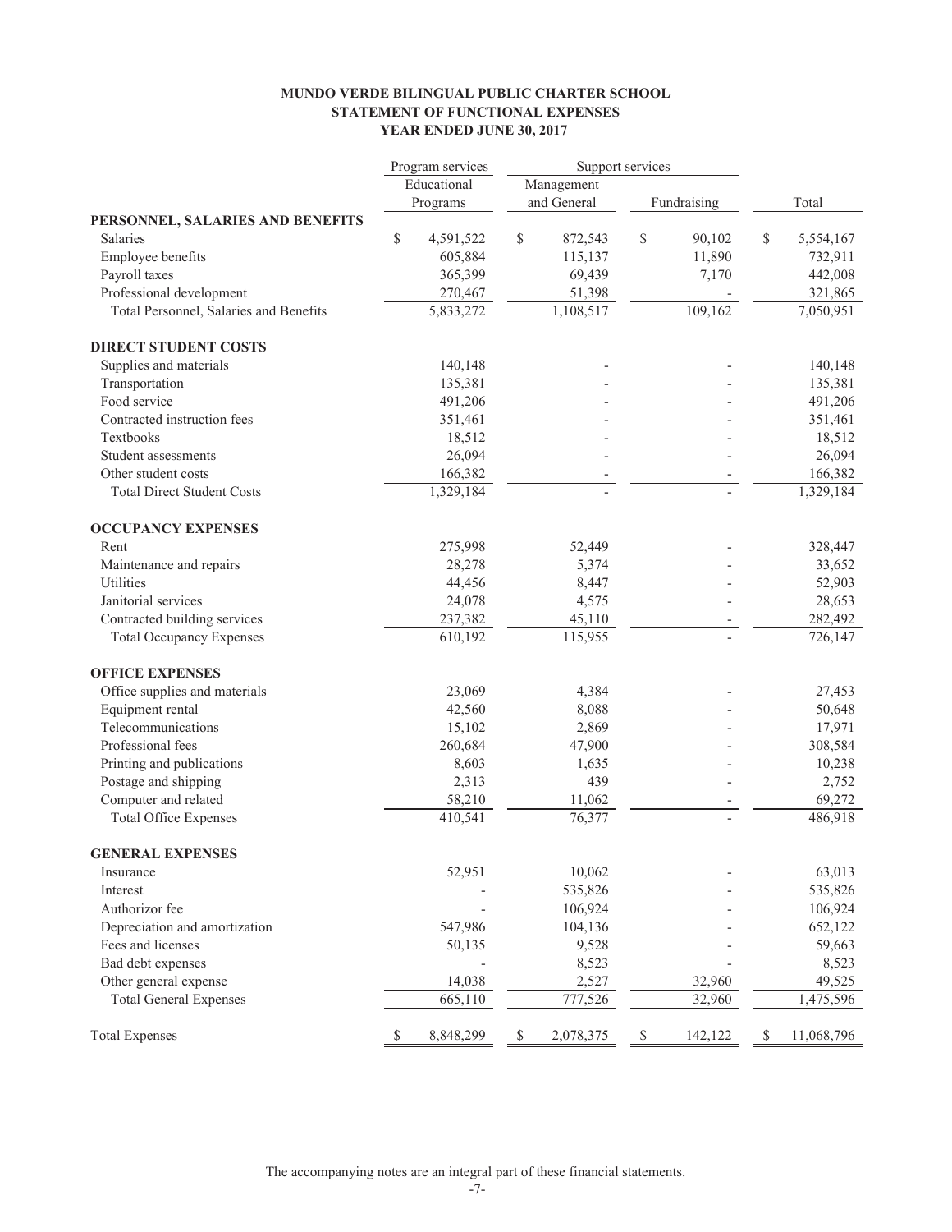**MUNDO VERDE BILINGUAL PUBLIC CHARTER SCHOOL**
**STATEMENT OF FUNCTIONAL EXPENSES**
**YEAR ENDED JUNE 30, 2017**

| | Program services | Support services | | |
|---|---|---|---|---|
| | Educational Programs | Management and General | Fundraising | Total |
| **PERSONNEL, SALARIES AND BENEFITS** | | | | |
| Salaries | $ 4,591,522 | $ 872,543 | $ 90,102 | $ 5,554,167 |
| Employee benefits | 605,884 | 115,137 | 11,890 | 732,911 |
| Payroll taxes | 365,399 | 69,439 | 7,170 | 442,008 |
| Professional development | 270,467 | 51,398 | - | 321,865 |
| Total Personnel, Salaries and Benefits | 5,833,272 | 1,108,517 | 109,162 | 7,050,951 |
| **DIRECT STUDENT COSTS** | | | | |
| Supplies and materials | 140,148 | - | - | 140,148 |
| Transportation | 135,381 | - | - | 135,381 |
| Food service | 491,206 | - | - | 491,206 |
| Contracted instruction fees | 351,461 | - | - | 351,461 |
| Textbooks | 18,512 | - | - | 18,512 |
| Student assessments | 26,094 | - | - | 26,094 |
| Other student costs | 166,382 | - | - | 166,382 |
| Total Direct Student Costs | 1,329,184 | - | - | 1,329,184 |
| **OCCUPANCY EXPENSES** | | | | |
| Rent | 275,998 | 52,449 | - | 328,447 |
| Maintenance and repairs | 28,278 | 5,374 | - | 33,652 |
| Utilities | 44,456 | 8,447 | - | 52,903 |
| Janitorial services | 24,078 | 4,575 | - | 28,653 |
| Contracted building services | 237,382 | 45,110 | - | 282,492 |
| Total Occupancy Expenses | 610,192 | 115,955 | - | 726,147 |
| **OFFICE EXPENSES** | | | | |
| Office supplies and materials | 23,069 | 4,384 | - | 27,453 |
| Equipment rental | 42,560 | 8,088 | - | 50,648 |
| Telecommunications | 15,102 | 2,869 | - | 17,971 |
| Professional fees | 260,684 | 47,900 | - | 308,584 |
| Printing and publications | 8,603 | 1,635 | - | 10,238 |
| Postage and shipping | 2,313 | 439 | - | 2,752 |
| Computer and related | 58,210 | 11,062 | - | 69,272 |
| Total Office Expenses | 410,541 | 76,377 | - | 486,918 |
| **GENERAL EXPENSES** | | | | |
| Insurance | 52,951 | 10,062 | - | 63,013 |
| Interest | - | 535,826 | - | 535,826 |
| Authorizor fee | - | 106,924 | - | 106,924 |
| Depreciation and amortization | 547,986 | 104,136 | - | 652,122 |
| Fees and licenses | 50,135 | 9,528 | - | 59,663 |
| Bad debt expenses | - | 8,523 | - | 8,523 |
| Other general expense | 14,038 | 2,527 | 32,960 | 49,525 |
| Total General Expenses | 665,110 | 777,526 | 32,960 | 1,475,596 |
| Total Expenses | $ 8,848,299 | $ 2,078,375 | $ 142,122 | $ 11,068,796 |

The accompanying notes are an integral part of these financial statements.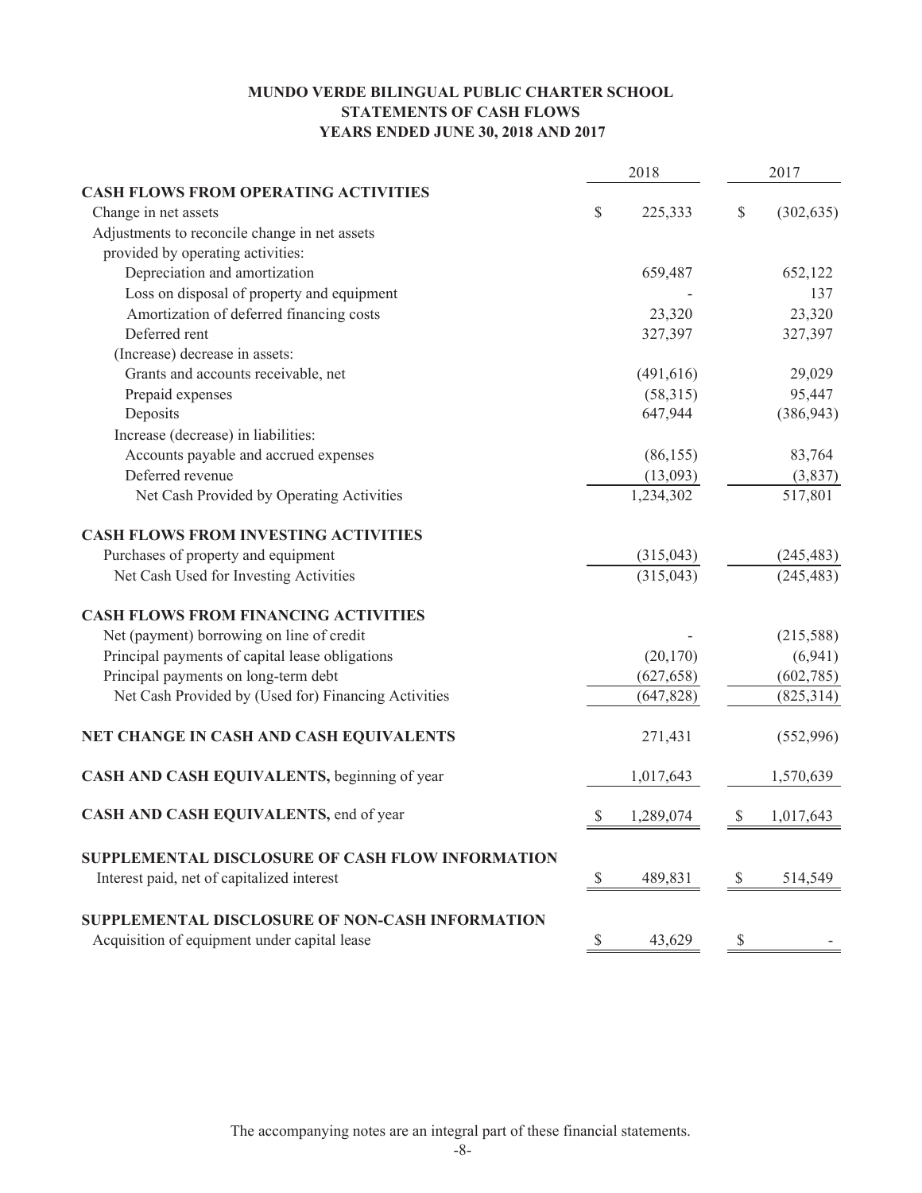# MUNDO VERDE BILINGUAL PUBLIC CHARTER SCHOOL
## STATEMENTS OF CASH FLOWS
## YEARS ENDED JUNE 30, 2018 AND 2017

| | 2018 | 2017 |
|---|---|---|
| **CASH FLOWS FROM OPERATING ACTIVITIES** | | |
| Change in net assets | $ 225,333 | $ (302,635) |
| Adjustments to reconcile change in net assets provided by operating activities: | | |
| Depreciation and amortization | 659,487 | 652,122 |
| Loss on disposal of property and equipment | - | 137 |
| Amortization of deferred financing costs | 23,320 | 23,320 |
| Deferred rent | 327,397 | 327,397 |
| (Increase) decrease in assets: | | |
| Grants and accounts receivable, net | (491,616) | 29,029 |
| Prepaid expenses | (58,315) | 95,447 |
| Deposits | 647,944 | (386,943) |
| Increase (decrease) in liabilities: | | |
| Accounts payable and accrued expenses | (86,155) | 83,764 |
| Deferred revenue | (13,093) | (3,837) |
| Net Cash Provided by Operating Activities | 1,234,302 | 517,801 |
| **CASH FLOWS FROM INVESTING ACTIVITIES** | | |
| Purchases of property and equipment | (315,043) | (245,483) |
| Net Cash Used for Investing Activities | (315,043) | (245,483) |
| **CASH FLOWS FROM FINANCING ACTIVITIES** | | |
| Net (payment) borrowing on line of credit | - | (215,588) |
| Principal payments of capital lease obligations | (20,170) | (6,941) |
| Principal payments on long-term debt | (627,658) | (602,785) |
| Net Cash Provided by (Used for) Financing Activities | (647,828) | (825,314) |
| **NET CHANGE IN CASH AND CASH EQUIVALENTS** | 271,431 | (552,996) |
| **CASH AND CASH EQUIVALENTS,** beginning of year | 1,017,643 | 1,570,639 |
| **CASH AND CASH EQUIVALENTS,** end of year | $ 1,289,074 | $ 1,017,643 |
| **SUPPLEMENTAL DISCLOSURE OF CASH FLOW INFORMATION** | | |
| Interest paid, net of capitalized interest | $ 489,831 | $ 514,549 |
| **SUPPLEMENTAL DISCLOSURE OF NON-CASH INFORMATION** | | |
| Acquisition of equipment under capital lease | $ 43,629 | $ - |

The accompanying notes are an integral part of these financial statements.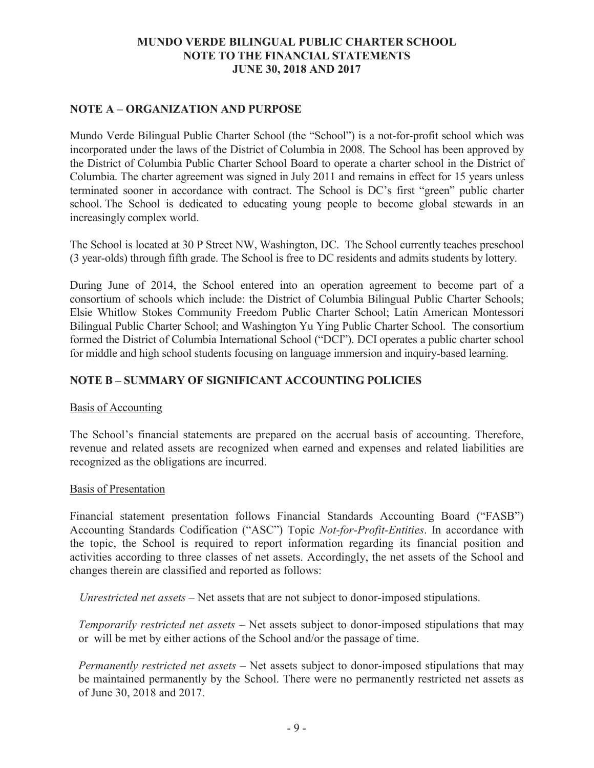# MUNDO VERDE BILINGUAL PUBLIC CHARTER SCHOOL
# NOTE TO THE FINANCIAL STATEMENTS
# JUNE 30, 2018 AND 2017

## NOTE A – ORGANIZATION AND PURPOSE

Mundo Verde Bilingual Public Charter School (the "School") is a not-for-profit school which was incorporated under the laws of the District of Columbia in 2008. The School has been approved by the District of Columbia Public Charter School Board to operate a charter school in the District of Columbia. The charter agreement was signed in July 2011 and remains in effect for 15 years unless terminated sooner in accordance with contract. The School is DC's first "green" public charter school. The School is dedicated to educating young people to become global stewards in an increasingly complex world.

The School is located at 30 P Street NW, Washington, DC. The School currently teaches preschool (3 year-olds) through fifth grade. The School is free to DC residents and admits students by lottery.

During June of 2014, the School entered into an operation agreement to become part of a consortium of schools which include: the District of Columbia Bilingual Public Charter Schools; Elsie Whitlow Stokes Community Freedom Public Charter School; Latin American Montessori Bilingual Public Charter School; and Washington Yu Ying Public Charter School. The consortium formed the District of Columbia International School ("DCI"). DCI operates a public charter school for middle and high school students focusing on language immersion and inquiry-based learning.

## NOTE B – SUMMARY OF SIGNIFICANT ACCOUNTING POLICIES

Basis of Accounting

The School's financial statements are prepared on the accrual basis of accounting. Therefore, revenue and related assets are recognized when earned and expenses and related liabilities are recognized as the obligations are incurred.

Basis of Presentation

Financial statement presentation follows Financial Standards Accounting Board ("FASB") Accounting Standards Codification ("ASC") Topic *Not-for-Profit-Entities*. In accordance with the topic, the School is required to report information regarding its financial position and activities according to three classes of net assets. Accordingly, the net assets of the School and changes therein are classified and reported as follows:

*Unrestricted net assets* – Net assets that are not subject to donor-imposed stipulations.

*Temporarily restricted net assets* – Net assets subject to donor-imposed stipulations that may or will be met by either actions of the School and/or the passage of time.

*Permanently restricted net assets* – Net assets subject to donor-imposed stipulations that may be maintained permanently by the School. There were no permanently restricted net assets as of June 30, 2018 and 2017.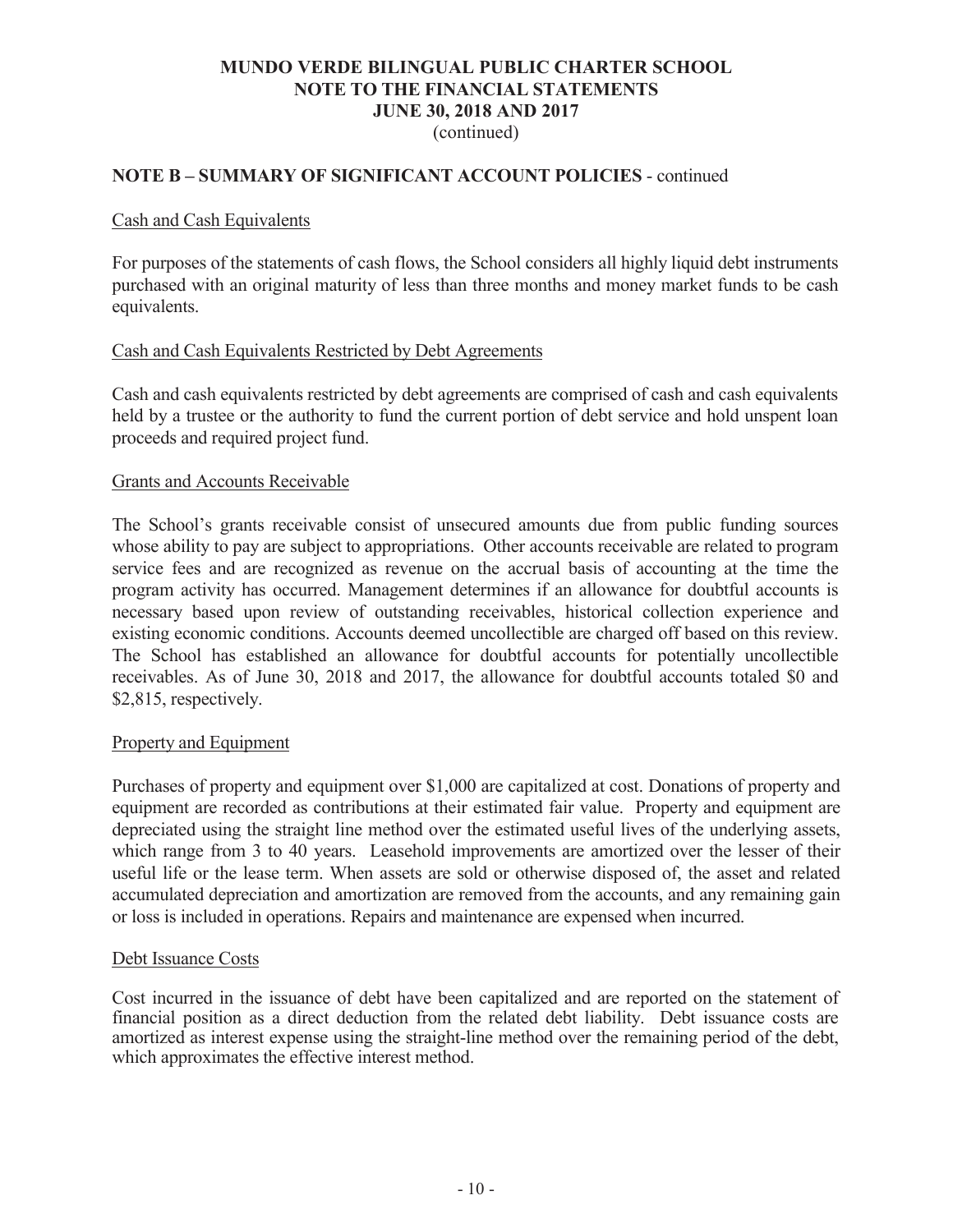# MUNDO VERDE BILINGUAL PUBLIC CHARTER SCHOOL
## NOTE TO THE FINANCIAL STATEMENTS
## JUNE 30, 2018 AND 2017
(continued)

**NOTE B – SUMMARY OF SIGNIFICANT ACCOUNT POLICIES** - continued

Cash and Cash Equivalents

For purposes of the statements of cash flows, the School considers all highly liquid debt instruments purchased with an original maturity of less than three months and money market funds to be cash equivalents.

Cash and Cash Equivalents Restricted by Debt Agreements

Cash and cash equivalents restricted by debt agreements are comprised of cash and cash equivalents held by a trustee or the authority to fund the current portion of debt service and hold unspent loan proceeds and required project fund.

Grants and Accounts Receivable

The School's grants receivable consist of unsecured amounts due from public funding sources whose ability to pay are subject to appropriations. Other accounts receivable are related to program service fees and are recognized as revenue on the accrual basis of accounting at the time the program activity has occurred. Management determines if an allowance for doubtful accounts is necessary based upon review of outstanding receivables, historical collection experience and existing economic conditions. Accounts deemed uncollectible are charged off based on this review. The School has established an allowance for doubtful accounts for potentially uncollectible receivables. As of June 30, 2018 and 2017, the allowance for doubtful accounts totaled $0 and $2,815, respectively.

Property and Equipment

Purchases of property and equipment over $1,000 are capitalized at cost. Donations of property and equipment are recorded as contributions at their estimated fair value. Property and equipment are depreciated using the straight line method over the estimated useful lives of the underlying assets, which range from 3 to 40 years. Leasehold improvements are amortized over the lesser of their useful life or the lease term. When assets are sold or otherwise disposed of, the asset and related accumulated depreciation and amortization are removed from the accounts, and any remaining gain or loss is included in operations. Repairs and maintenance are expensed when incurred.

Debt Issuance Costs

Cost incurred in the issuance of debt have been capitalized and are reported on the statement of financial position as a direct deduction from the related debt liability. Debt issuance costs are amortized as interest expense using the straight-line method over the remaining period of the debt, which approximates the effective interest method.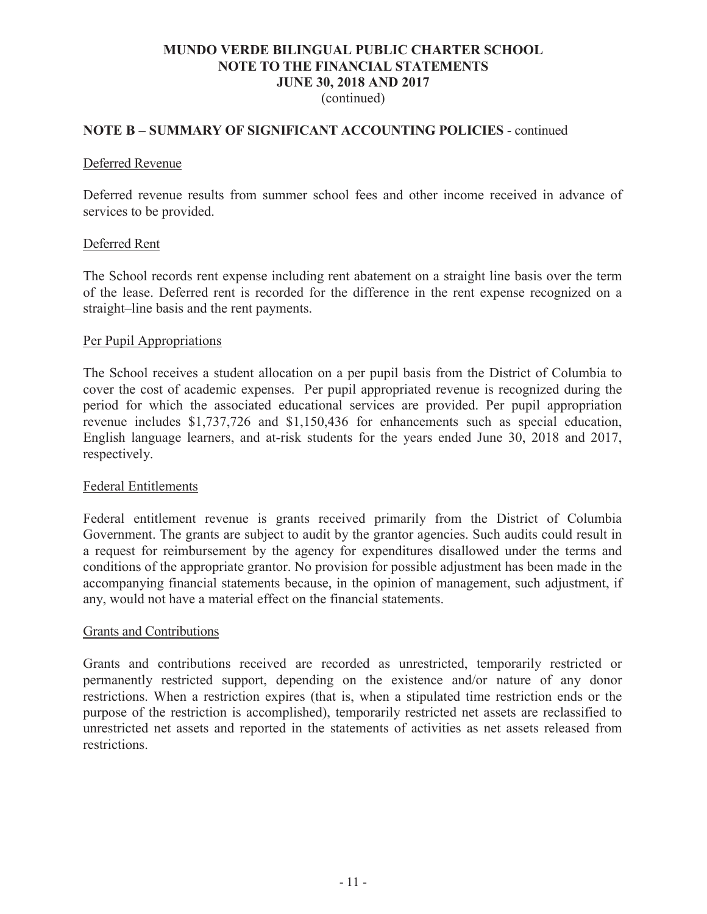## NOTE B – SUMMARY OF SIGNIFICANT ACCOUNTING POLICIES - continued

### Deferred Revenue

Deferred revenue results from summer school fees and other income received in advance of services to be provided.

### Deferred Rent

The School records rent expense including rent abatement on a straight line basis over the term of the lease. Deferred rent is recorded for the difference in the rent expense recognized on a straight–line basis and the rent payments.

### Per Pupil Appropriations

The School receives a student allocation on a per pupil basis from the District of Columbia to cover the cost of academic expenses. Per pupil appropriated revenue is recognized during the period for which the associated educational services are provided. Per pupil appropriation revenue includes $1,737,726 and $1,150,436 for enhancements such as special education, English language learners, and at-risk students for the years ended June 30, 2018 and 2017, respectively.

### Federal Entitlements

Federal entitlement revenue is grants received primarily from the District of Columbia Government. The grants are subject to audit by the grantor agencies. Such audits could result in a request for reimbursement by the agency for expenditures disallowed under the terms and conditions of the appropriate grantor. No provision for possible adjustment has been made in the accompanying financial statements because, in the opinion of management, such adjustment, if any, would not have a material effect on the financial statements.

### Grants and Contributions

Grants and contributions received are recorded as unrestricted, temporarily restricted or permanently restricted support, depending on the existence and/or nature of any donor restrictions. When a restriction expires (that is, when a stipulated time restriction ends or the purpose of the restriction is accomplished), temporarily restricted net assets are reclassified to unrestricted net assets and reported in the statements of activities as net assets released from restrictions.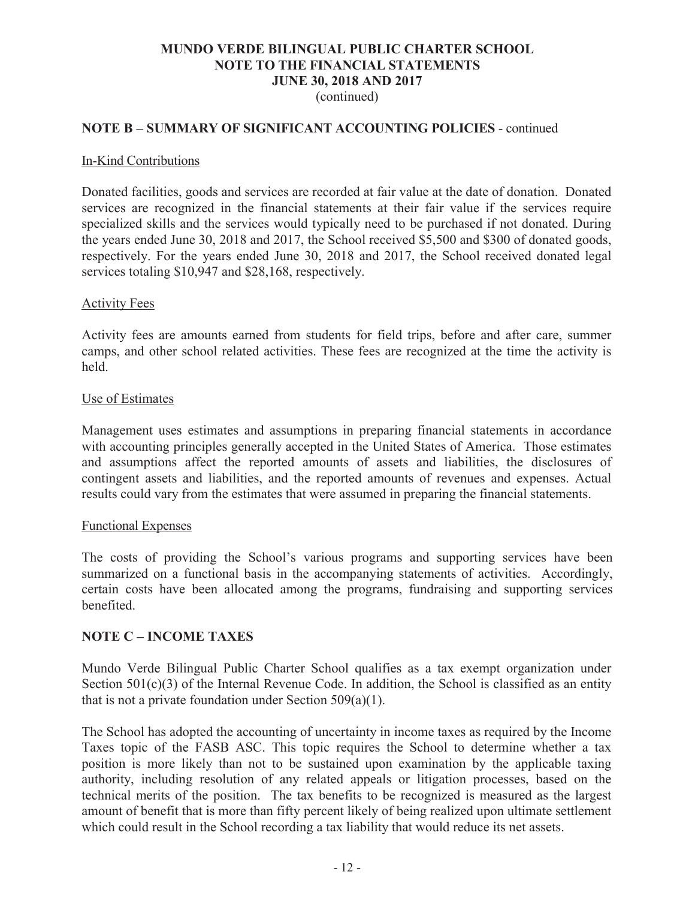## NOTE B – SUMMARY OF SIGNIFICANT ACCOUNTING POLICIES - continued

In-Kind Contributions

Donated facilities, goods and services are recorded at fair value at the date of donation. Donated services are recognized in the financial statements at their fair value if the services require specialized skills and the services would typically need to be purchased if not donated. During the years ended June 30, 2018 and 2017, the School received $5,500 and $300 of donated goods, respectively. For the years ended June 30, 2018 and 2017, the School received donated legal services totaling $10,947 and $28,168, respectively.

Activity Fees

Activity fees are amounts earned from students for field trips, before and after care, summer camps, and other school related activities. These fees are recognized at the time the activity is held.

Use of Estimates

Management uses estimates and assumptions in preparing financial statements in accordance with accounting principles generally accepted in the United States of America. Those estimates and assumptions affect the reported amounts of assets and liabilities, the disclosures of contingent assets and liabilities, and the reported amounts of revenues and expenses. Actual results could vary from the estimates that were assumed in preparing the financial statements.

Functional Expenses

The costs of providing the School's various programs and supporting services have been summarized on a functional basis in the accompanying statements of activities. Accordingly, certain costs have been allocated among the programs, fundraising and supporting services benefited.

## NOTE C – INCOME TAXES

Mundo Verde Bilingual Public Charter School qualifies as a tax exempt organization under Section 501(c)(3) of the Internal Revenue Code. In addition, the School is classified as an entity that is not a private foundation under Section 509(a)(1).

The School has adopted the accounting of uncertainty in income taxes as required by the Income Taxes topic of the FASB ASC. This topic requires the School to determine whether a tax position is more likely than not to be sustained upon examination by the applicable taxing authority, including resolution of any related appeals or litigation processes, based on the technical merits of the position. The tax benefits to be recognized is measured as the largest amount of benefit that is more than fifty percent likely of being realized upon ultimate settlement which could result in the School recording a tax liability that would reduce its net assets.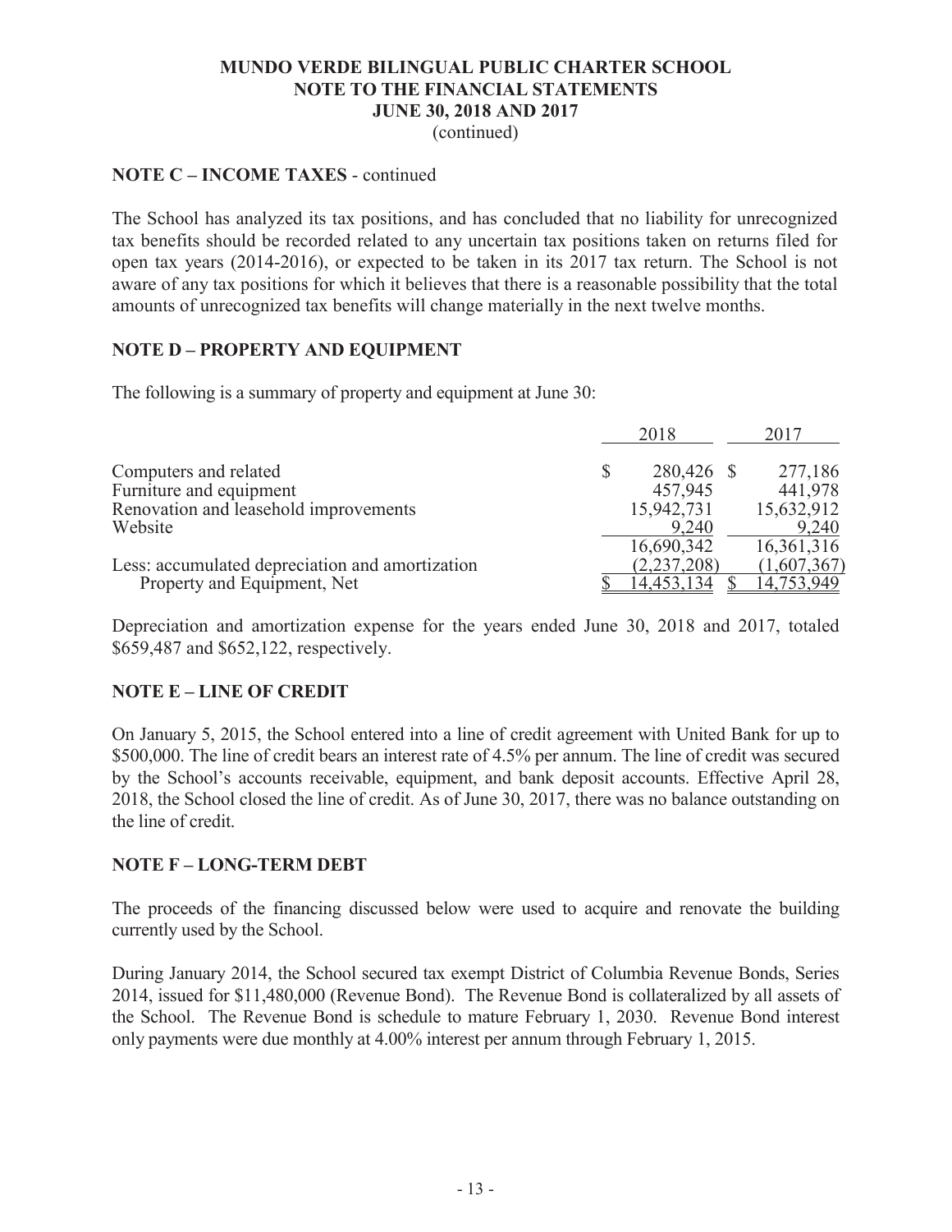**MUNDO VERDE BILINGUAL PUBLIC CHARTER SCHOOL**
**NOTE TO THE FINANCIAL STATEMENTS**
**JUNE 30, 2018 AND 2017**
(continued)

## NOTE C – INCOME TAXES - continued

The School has analyzed its tax positions, and has concluded that no liability for unrecognized tax benefits should be recorded related to any uncertain tax positions taken on returns filed for open tax years (2014-2016), or expected to be taken in its 2017 tax return. The School is not aware of any tax positions for which it believes that there is a reasonable possibility that the total amounts of unrecognized tax benefits will change materially in the next twelve months.

## NOTE D – PROPERTY AND EQUIPMENT

The following is a summary of property and equipment at June 30:

| | 2018 | 2017 |
|---|---|---|
| Computers and related | $ 280,426 | $ 277,186 |
| Furniture and equipment | 457,945 | 441,978 |
| Renovation and leasehold improvements | 15,942,731 | 15,632,912 |
| Website | 9,240 | 9,240 |
| | 16,690,342 | 16,361,316 |
| Less: accumulated depreciation and amortization | (2,237,208) | (1,607,367) |
| Property and Equipment, Net | $ 14,453,134 | $ 14,753,949 |

Depreciation and amortization expense for the years ended June 30, 2018 and 2017, totaled $659,487 and $652,122, respectively.

## NOTE E – LINE OF CREDIT

On January 5, 2015, the School entered into a line of credit agreement with United Bank for up to $500,000. The line of credit bears an interest rate of 4.5% per annum. The line of credit was secured by the School's accounts receivable, equipment, and bank deposit accounts. Effective April 28, 2018, the School closed the line of credit. As of June 30, 2017, there was no balance outstanding on the line of credit.

## NOTE F – LONG-TERM DEBT

The proceeds of the financing discussed below were used to acquire and renovate the building currently used by the School.

During January 2014, the School secured tax exempt District of Columbia Revenue Bonds, Series 2014, issued for $11,480,000 (Revenue Bond). The Revenue Bond is collateralized by all assets of the School. The Revenue Bond is schedule to mature February 1, 2030. Revenue Bond interest only payments were due monthly at 4.00% interest per annum through February 1, 2015.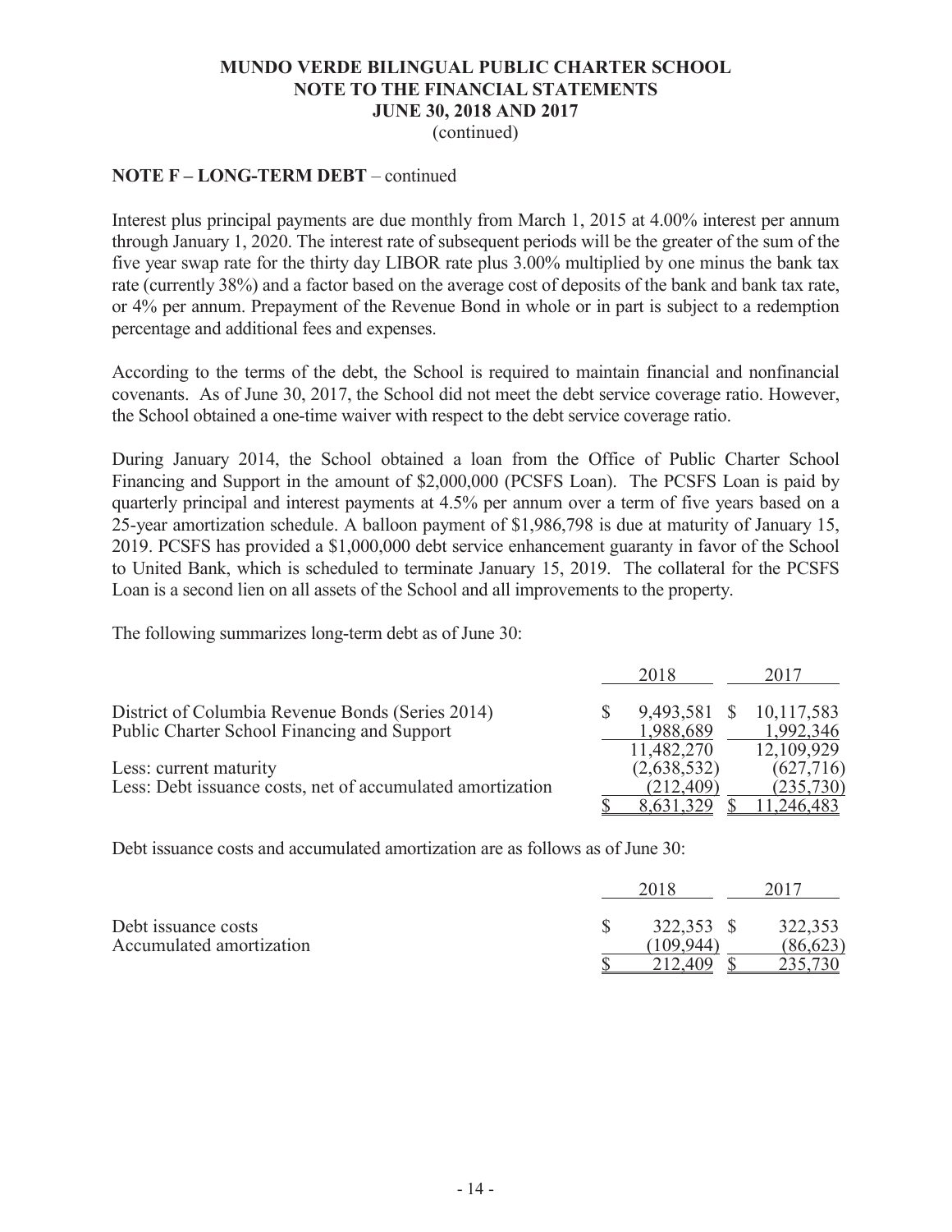# MUNDO VERDE BILINGUAL PUBLIC CHARTER SCHOOL
## NOTE TO THE FINANCIAL STATEMENTS
## JUNE 30, 2018 AND 2017
(continued)

**NOTE F – LONG-TERM DEBT** – continued

Interest plus principal payments are due monthly from March 1, 2015 at 4.00% interest per annum through January 1, 2020. The interest rate of subsequent periods will be the greater of the sum of the five year swap rate for the thirty day LIBOR rate plus 3.00% multiplied by one minus the bank tax rate (currently 38%) and a factor based on the average cost of deposits of the bank and bank tax rate, or 4% per annum. Prepayment of the Revenue Bond in whole or in part is subject to a redemption percentage and additional fees and expenses.

According to the terms of the debt, the School is required to maintain financial and nonfinancial covenants. As of June 30, 2017, the School did not meet the debt service coverage ratio. However, the School obtained a one-time waiver with respect to the debt service coverage ratio.

During January 2014, the School obtained a loan from the Office of Public Charter School Financing and Support in the amount of $2,000,000 (PCSFS Loan). The PCSFS Loan is paid by quarterly principal and interest payments at 4.5% per annum over a term of five years based on a 25-year amortization schedule. A balloon payment of $1,986,798 is due at maturity of January 15, 2019. PCSFS has provided a $1,000,000 debt service enhancement guaranty in favor of the School to United Bank, which is scheduled to terminate January 15, 2019. The collateral for the PCSFS Loan is a second lien on all assets of the School and all improvements to the property.

The following summarizes long-term debt as of June 30:

| | 2018 | 2017 |
|---|---|---|
| District of Columbia Revenue Bonds (Series 2014) | $ 9,493,581 | $ 10,117,583 |
| Public Charter School Financing and Support | 1,988,689 | 1,992,346 |
| | 11,482,270 | 12,109,929 |
| Less: current maturity | (2,638,532) | (627,716) |
| Less: Debt issuance costs, net of accumulated amortization | (212,409) | (235,730) |
| | $ 8,631,329 | $ 11,246,483 |

Debt issuance costs and accumulated amortization are as follows as of June 30:

| | 2018 | 2017 |
|---|---|---|
| Debt issuance costs | $ 322,353 | $ 322,353 |
| Accumulated amortization | (109,944) | (86,623) |
| | $ 212,409 | $ 235,730 |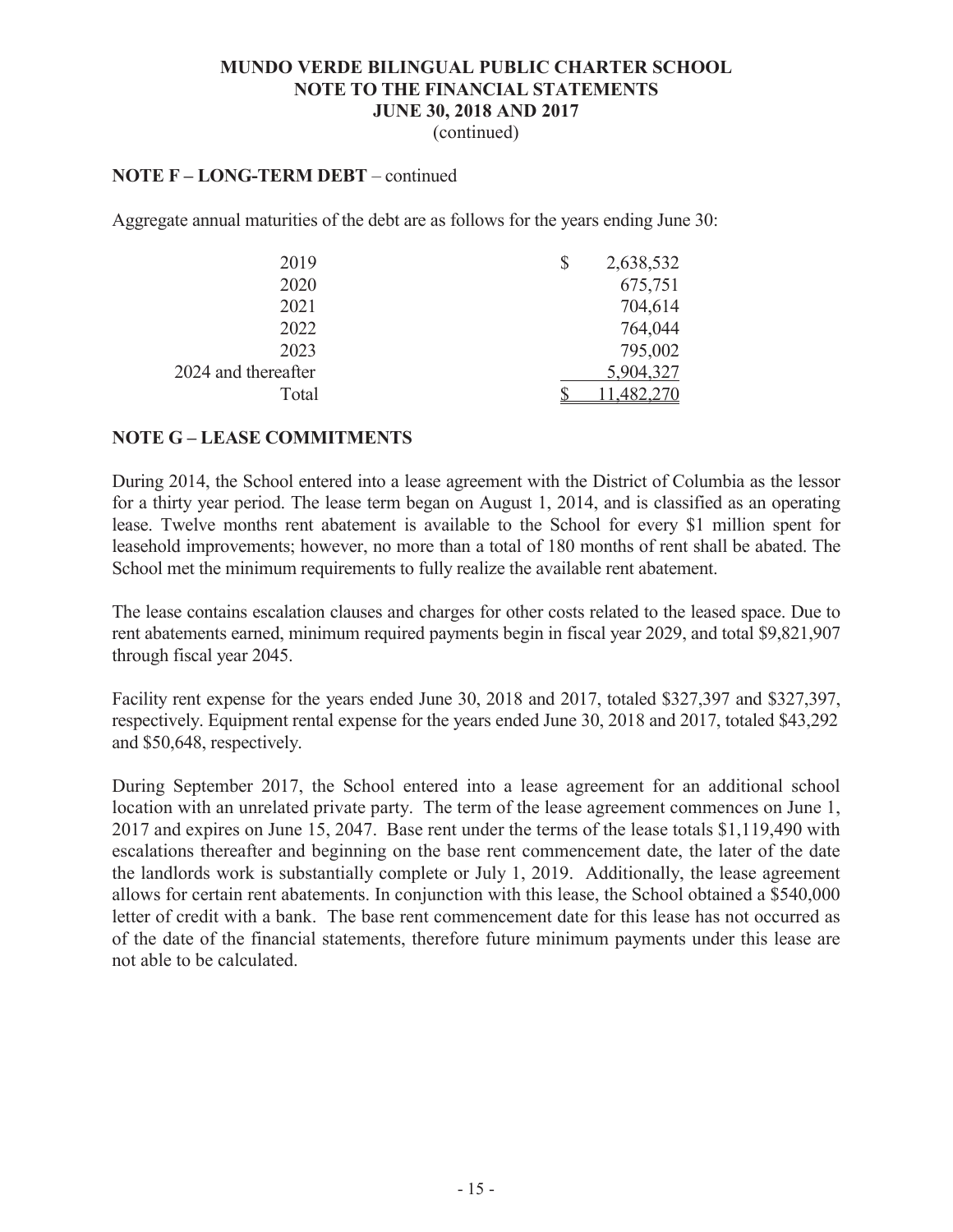# MUNDO VERDE BILINGUAL PUBLIC CHARTER SCHOOL
## NOTE TO THE FINANCIAL STATEMENTS
## JUNE 30, 2018 AND 2017
(continued)

**NOTE F – LONG-TERM DEBT** – continued

Aggregate annual maturities of the debt are as follows for the years ending June 30:

| | |
|---|---|
| 2019 | $ 2,638,532 |
| 2020 | 675,751 |
| 2021 | 704,614 |
| 2022 | 764,044 |
| 2023 | 795,002 |
| 2024 and thereafter | 5,904,327 |
| Total | $ 11,482,270 |

**NOTE G – LEASE COMMITMENTS**

During 2014, the School entered into a lease agreement with the District of Columbia as the lessor for a thirty year period. The lease term began on August 1, 2014, and is classified as an operating lease. Twelve months rent abatement is available to the School for every $1 million spent for leasehold improvements; however, no more than a total of 180 months of rent shall be abated. The School met the minimum requirements to fully realize the available rent abatement.

The lease contains escalation clauses and charges for other costs related to the leased space. Due to rent abatements earned, minimum required payments begin in fiscal year 2029, and total $9,821,907 through fiscal year 2045.

Facility rent expense for the years ended June 30, 2018 and 2017, totaled $327,397 and $327,397, respectively. Equipment rental expense for the years ended June 30, 2018 and 2017, totaled $43,292 and $50,648, respectively.

During September 2017, the School entered into a lease agreement for an additional school location with an unrelated private party. The term of the lease agreement commences on June 1, 2017 and expires on June 15, 2047. Base rent under the terms of the lease totals $1,119,490 with escalations thereafter and beginning on the base rent commencement date, the later of the date the landlords work is substantially complete or July 1, 2019. Additionally, the lease agreement allows for certain rent abatements. In conjunction with this lease, the School obtained a $540,000 letter of credit with a bank. The base rent commencement date for this lease has not occurred as of the date of the financial statements, therefore future minimum payments under this lease are not able to be calculated.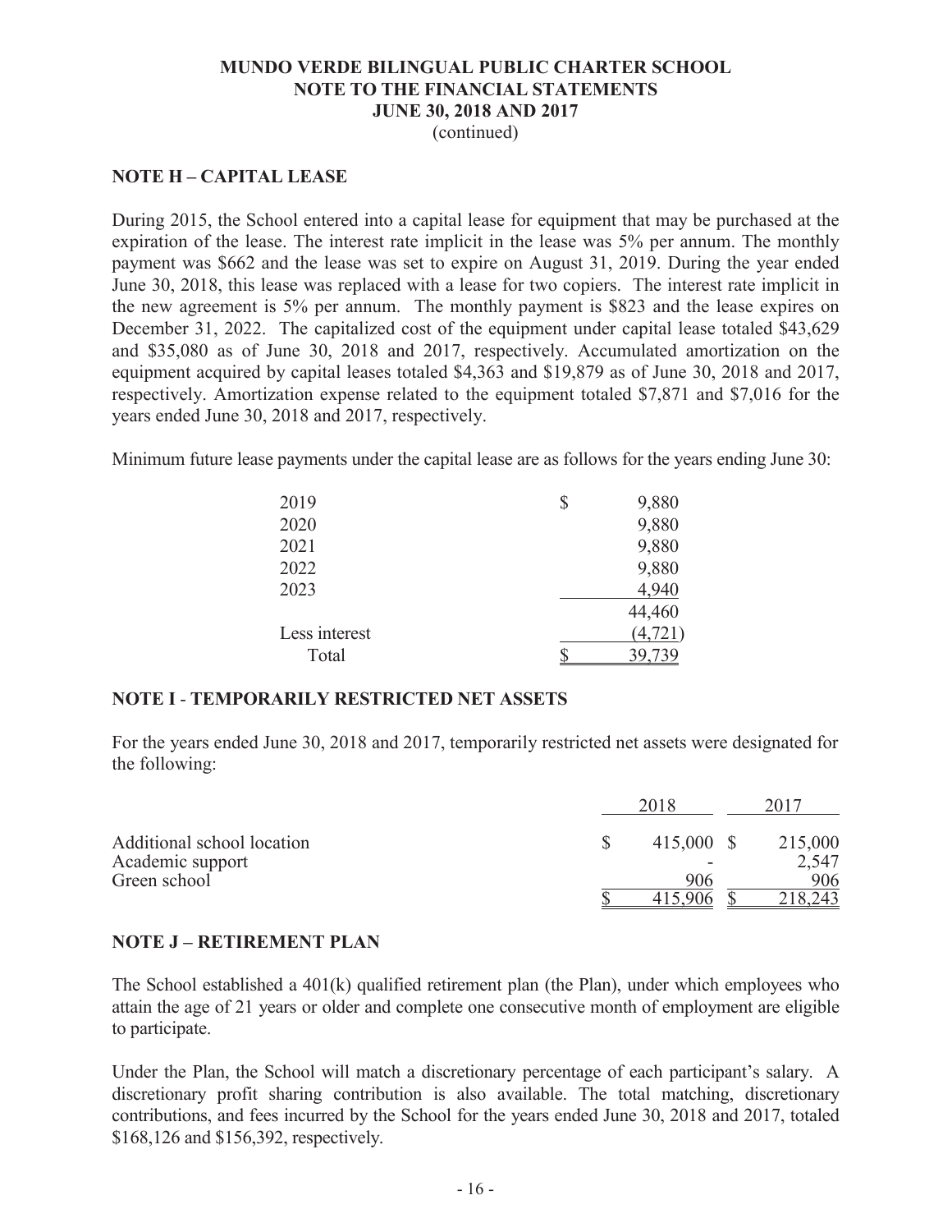**MUNDO VERDE BILINGUAL PUBLIC CHARTER SCHOOL**
**NOTE TO THE FINANCIAL STATEMENTS**
**JUNE 30, 2018 AND 2017**
(continued)

## NOTE H – CAPITAL LEASE

During 2015, the School entered into a capital lease for equipment that may be purchased at the expiration of the lease. The interest rate implicit in the lease was 5% per annum. The monthly payment was $662 and the lease was set to expire on August 31, 2019. During the year ended June 30, 2018, this lease was replaced with a lease for two copiers. The interest rate implicit in the new agreement is 5% per annum. The monthly payment is $823 and the lease expires on December 31, 2022. The capitalized cost of the equipment under capital lease totaled $43,629 and $35,080 as of June 30, 2018 and 2017, respectively. Accumulated amortization on the equipment acquired by capital leases totaled $4,363 and $19,879 as of June 30, 2018 and 2017, respectively. Amortization expense related to the equipment totaled $7,871 and $7,016 for the years ended June 30, 2018 and 2017, respectively.

Minimum future lease payments under the capital lease are as follows for the years ending June 30:

| | |
|---|---|
| 2019 | $ 9,880 |
| 2020 | 9,880 |
| 2021 | 9,880 |
| 2022 | 9,880 |
| 2023 | 4,940 |
| | 44,460 |
| Less interest | (4,721) |
| Total | $ 39,739 |

## NOTE I - TEMPORARILY RESTRICTED NET ASSETS

For the years ended June 30, 2018 and 2017, temporarily restricted net assets were designated for the following:

| | 2018 | 2017 |
|---|---|---|
| Additional school location | $ 415,000 | $ 215,000 |
| Academic support | - | 2,547 |
| Green school | 906 | 906 |
| | $ 415,906 | $ 218,243 |

## NOTE J – RETIREMENT PLAN

The School established a 401(k) qualified retirement plan (the Plan), under which employees who attain the age of 21 years or older and complete one consecutive month of employment are eligible to participate.

Under the Plan, the School will match a discretionary percentage of each participant's salary. A discretionary profit sharing contribution is also available. The total matching, discretionary contributions, and fees incurred by the School for the years ended June 30, 2018 and 2017, totaled $168,126 and $156,392, respectively.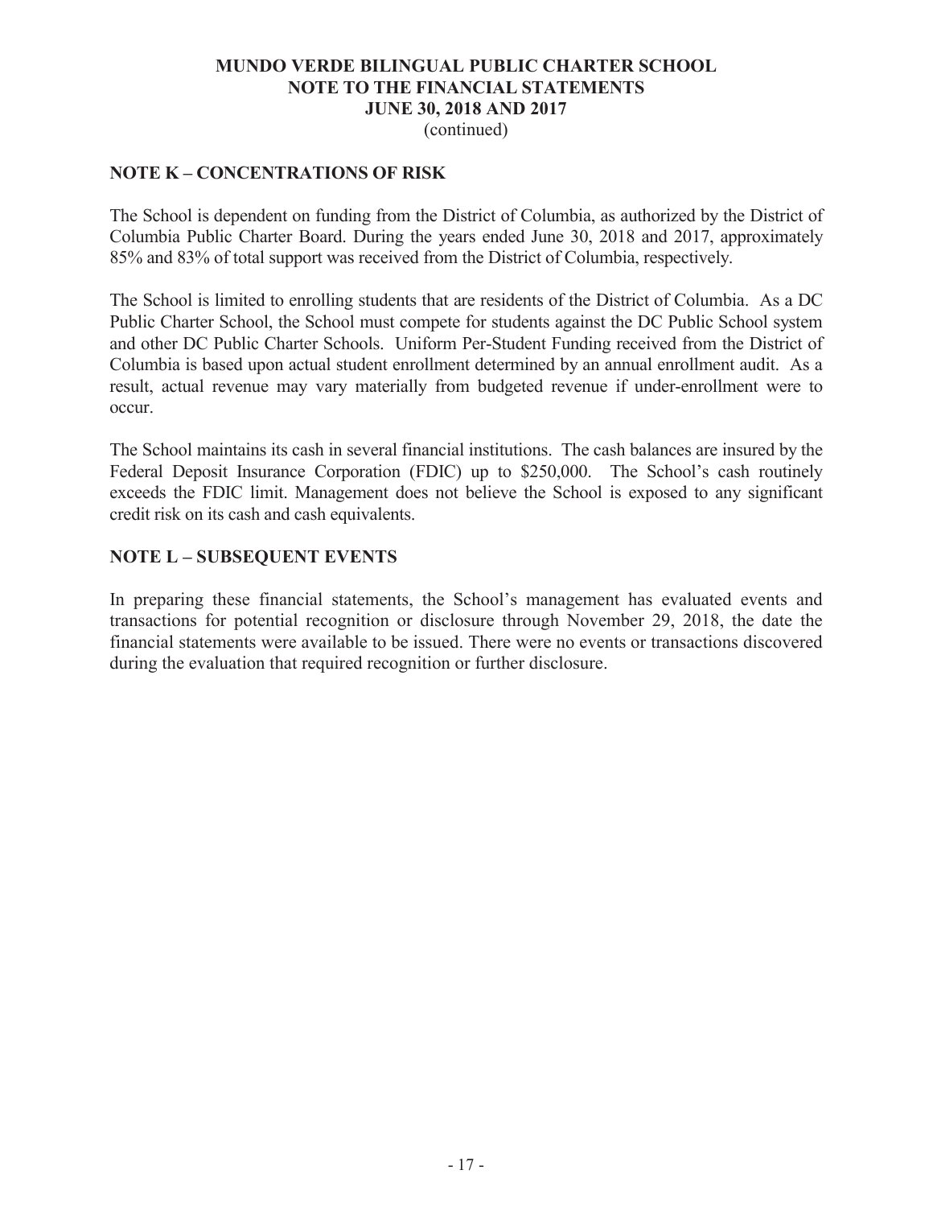# MUNDO VERDE BILINGUAL PUBLIC CHARTER SCHOOL
# NOTE TO THE FINANCIAL STATEMENTS
# JUNE 30, 2018 AND 2017
(continued)

## NOTE K – CONCENTRATIONS OF RISK

The School is dependent on funding from the District of Columbia, as authorized by the District of Columbia Public Charter Board. During the years ended June 30, 2018 and 2017, approximately 85% and 83% of total support was received from the District of Columbia, respectively.

The School is limited to enrolling students that are residents of the District of Columbia. As a DC Public Charter School, the School must compete for students against the DC Public School system and other DC Public Charter Schools. Uniform Per-Student Funding received from the District of Columbia is based upon actual student enrollment determined by an annual enrollment audit. As a result, actual revenue may vary materially from budgeted revenue if under-enrollment were to occur.

The School maintains its cash in several financial institutions. The cash balances are insured by the Federal Deposit Insurance Corporation (FDIC) up to $250,000. The School's cash routinely exceeds the FDIC limit. Management does not believe the School is exposed to any significant credit risk on its cash and cash equivalents.

## NOTE L – SUBSEQUENT EVENTS

In preparing these financial statements, the School's management has evaluated events and transactions for potential recognition or disclosure through November 29, 2018, the date the financial statements were available to be issued. There were no events or transactions discovered during the evaluation that required recognition or further disclosure.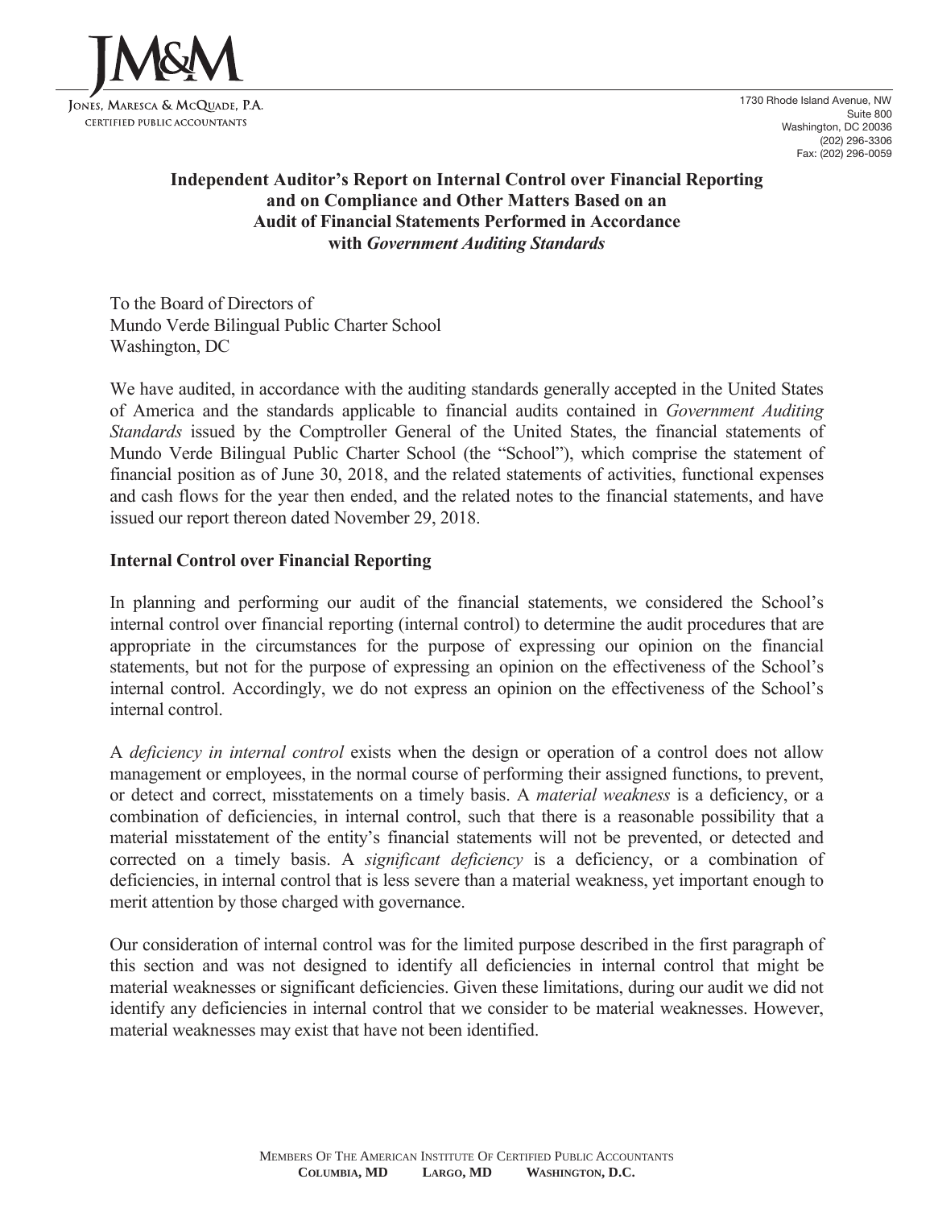**JM&M**

JONES, MARESCA & MCQUADE, P.A.
CERTIFIED PUBLIC ACCOUNTANTS

1730 Rhode Island Avenue, NW
Suite 800
Washington, DC 20036
(202) 296-3306
Fax: (202) 296-0059

## Independent Auditor's Report on Internal Control over Financial Reporting and on Compliance and Other Matters Based on an Audit of Financial Statements Performed in Accordance with *Government Auditing Standards*

To the Board of Directors of
Mundo Verde Bilingual Public Charter School
Washington, DC

We have audited, in accordance with the auditing standards generally accepted in the United States of America and the standards applicable to financial audits contained in *Government Auditing Standards* issued by the Comptroller General of the United States, the financial statements of Mundo Verde Bilingual Public Charter School (the "School"), which comprise the statement of financial position as of June 30, 2018, and the related statements of activities, functional expenses and cash flows for the year then ended, and the related notes to the financial statements, and have issued our report thereon dated November 29, 2018.

### Internal Control over Financial Reporting

In planning and performing our audit of the financial statements, we considered the School's internal control over financial reporting (internal control) to determine the audit procedures that are appropriate in the circumstances for the purpose of expressing our opinion on the financial statements, but not for the purpose of expressing an opinion on the effectiveness of the School's internal control. Accordingly, we do not express an opinion on the effectiveness of the School's internal control.

A *deficiency in internal control* exists when the design or operation of a control does not allow management or employees, in the normal course of performing their assigned functions, to prevent, or detect and correct, misstatements on a timely basis. A *material weakness* is a deficiency, or a combination of deficiencies, in internal control, such that there is a reasonable possibility that a material misstatement of the entity's financial statements will not be prevented, or detected and corrected on a timely basis. A *significant deficiency* is a deficiency, or a combination of deficiencies, in internal control that is less severe than a material weakness, yet important enough to merit attention by those charged with governance.

Our consideration of internal control was for the limited purpose described in the first paragraph of this section and was not designed to identify all deficiencies in internal control that might be material weaknesses or significant deficiencies. Given these limitations, during our audit we did not identify any deficiencies in internal control that we consider to be material weaknesses. However, material weaknesses may exist that have not been identified.

MEMBERS OF THE AMERICAN INSTITUTE OF CERTIFIED PUBLIC ACCOUNTANTS
**COLUMBIA, MD  LARGO, MD  WASHINGTON, D.C.**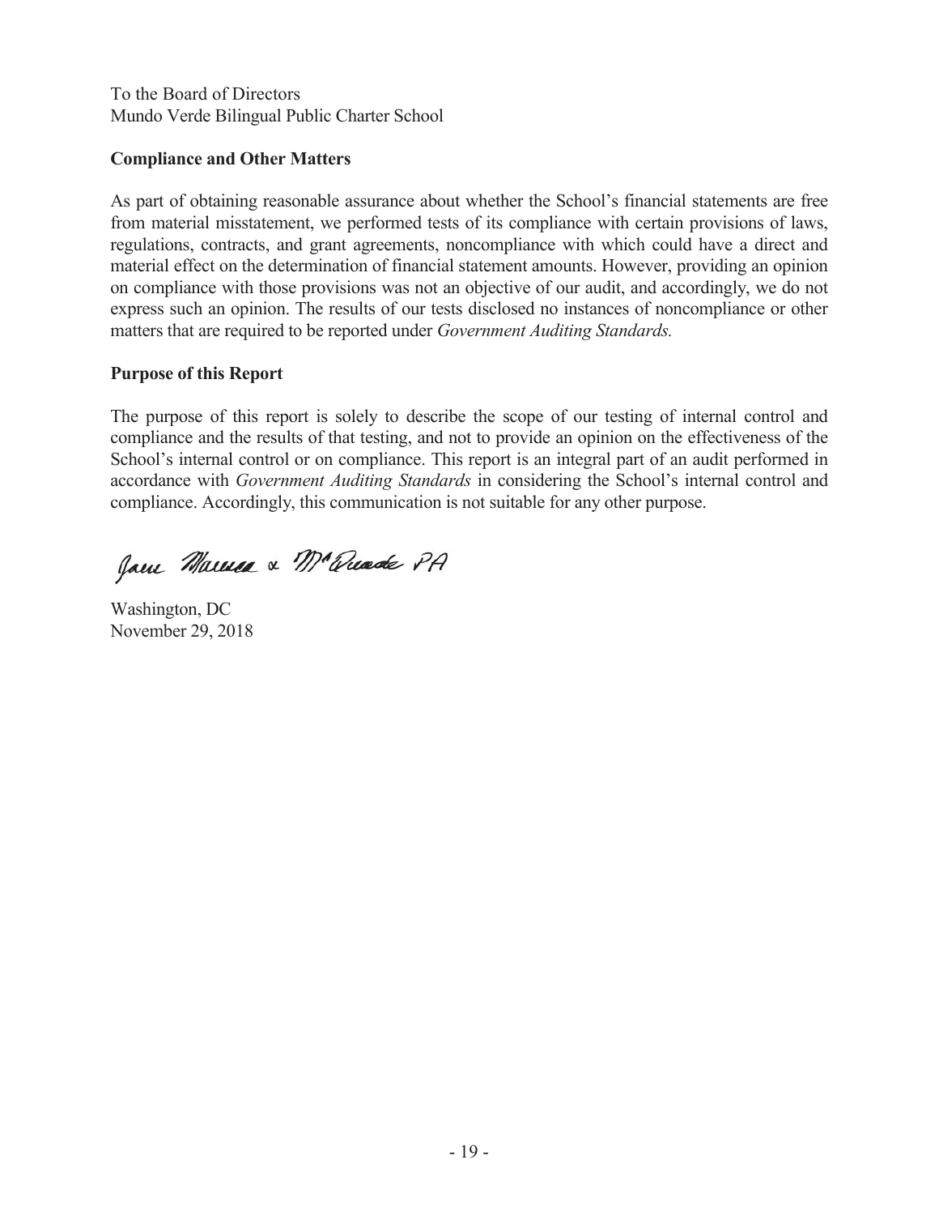To the Board of Directors
Mundo Verde Bilingual Public Charter School

**Compliance and Other Matters**

As part of obtaining reasonable assurance about whether the School's financial statements are free from material misstatement, we performed tests of its compliance with certain provisions of laws, regulations, contracts, and grant agreements, noncompliance with which could have a direct and material effect on the determination of financial statement amounts. However, providing an opinion on compliance with those provisions was not an objective of our audit, and accordingly, we do not express such an opinion. The results of our tests disclosed no instances of noncompliance or other matters that are required to be reported under *Government Auditing Standards.*

**Purpose of this Report**

The purpose of this report is solely to describe the scope of our testing of internal control and compliance and the results of that testing, and not to provide an opinion on the effectiveness of the School's internal control or on compliance. This report is an integral part of an audit performed in accordance with *Government Auditing Standards* in considering the School's internal control and compliance. Accordingly, this communication is not suitable for any other purpose.

Jones Marcus & McQuade PA

Washington, DC
November 29, 2018